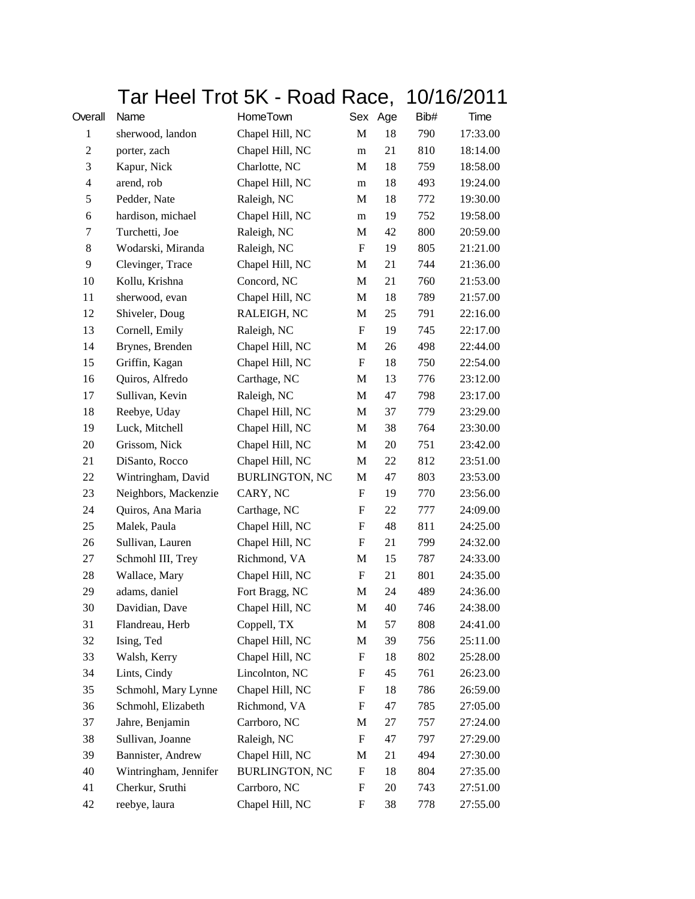# Tar Heel Trot 5K - Road Race, 10/16/2011

| Overall | Name | HomeTown | Sex | Age | Bib# | Time |
|---|---|---|---|---|---|---|
| 1 | sherwood, landon | Chapel Hill, NC | M | 18 | 790 | 17:33.00 |
| 2 | porter, zach | Chapel Hill, NC | m | 21 | 810 | 18:14.00 |
| 3 | Kapur, Nick | Charlotte, NC | M | 18 | 759 | 18:58.00 |
| 4 | arend, rob | Chapel Hill, NC | m | 18 | 493 | 19:24.00 |
| 5 | Pedder, Nate | Raleigh, NC | M | 18 | 772 | 19:30.00 |
| 6 | hardison, michael | Chapel Hill, NC | m | 19 | 752 | 19:58.00 |
| 7 | Turchetti, Joe | Raleigh, NC | M | 42 | 800 | 20:59.00 |
| 8 | Wodarski, Miranda | Raleigh, NC | F | 19 | 805 | 21:21.00 |
| 9 | Clevinger, Trace | Chapel Hill, NC | M | 21 | 744 | 21:36.00 |
| 10 | Kollu, Krishna | Concord, NC | M | 21 | 760 | 21:53.00 |
| 11 | sherwood, evan | Chapel Hill, NC | M | 18 | 789 | 21:57.00 |
| 12 | Shiveler, Doug | RALEIGH, NC | M | 25 | 791 | 22:16.00 |
| 13 | Cornell, Emily | Raleigh, NC | F | 19 | 745 | 22:17.00 |
| 14 | Brynes, Brenden | Chapel Hill, NC | M | 26 | 498 | 22:44.00 |
| 15 | Griffin, Kagan | Chapel Hill, NC | F | 18 | 750 | 22:54.00 |
| 16 | Quiros, Alfredo | Carthage, NC | M | 13 | 776 | 23:12.00 |
| 17 | Sullivan, Kevin | Raleigh, NC | M | 47 | 798 | 23:17.00 |
| 18 | Reebye, Uday | Chapel Hill, NC | M | 37 | 779 | 23:29.00 |
| 19 | Luck, Mitchell | Chapel Hill, NC | M | 38 | 764 | 23:30.00 |
| 20 | Grissom, Nick | Chapel Hill, NC | M | 20 | 751 | 23:42.00 |
| 21 | DiSanto, Rocco | Chapel Hill, NC | M | 22 | 812 | 23:51.00 |
| 22 | Wintringham, David | BURLINGTON, NC | M | 47 | 803 | 23:53.00 |
| 23 | Neighbors, Mackenzie | CARY, NC | F | 19 | 770 | 23:56.00 |
| 24 | Quiros, Ana Maria | Carthage, NC | F | 22 | 777 | 24:09.00 |
| 25 | Malek, Paula | Chapel Hill, NC | F | 48 | 811 | 24:25.00 |
| 26 | Sullivan, Lauren | Chapel Hill, NC | F | 21 | 799 | 24:32.00 |
| 27 | Schmohl III, Trey | Richmond, VA | M | 15 | 787 | 24:33.00 |
| 28 | Wallace, Mary | Chapel Hill, NC | F | 21 | 801 | 24:35.00 |
| 29 | adams, daniel | Fort Bragg, NC | M | 24 | 489 | 24:36.00 |
| 30 | Davidian, Dave | Chapel Hill, NC | M | 40 | 746 | 24:38.00 |
| 31 | Flandreau, Herb | Coppell, TX | M | 57 | 808 | 24:41.00 |
| 32 | Ising, Ted | Chapel Hill, NC | M | 39 | 756 | 25:11.00 |
| 33 | Walsh, Kerry | Chapel Hill, NC | F | 18 | 802 | 25:28.00 |
| 34 | Lints, Cindy | Lincolnton, NC | F | 45 | 761 | 26:23.00 |
| 35 | Schmohl, Mary Lynne | Chapel Hill, NC | F | 18 | 786 | 26:59.00 |
| 36 | Schmohl, Elizabeth | Richmond, VA | F | 47 | 785 | 27:05.00 |
| 37 | Jahre, Benjamin | Carrboro, NC | M | 27 | 757 | 27:24.00 |
| 38 | Sullivan, Joanne | Raleigh, NC | F | 47 | 797 | 27:29.00 |
| 39 | Bannister, Andrew | Chapel Hill, NC | M | 21 | 494 | 27:30.00 |
| 40 | Wintringham, Jennifer | BURLINGTON, NC | F | 18 | 804 | 27:35.00 |
| 41 | Cherkur, Sruthi | Carrboro, NC | F | 20 | 743 | 27:51.00 |
| 42 | reebye, laura | Chapel Hill, NC | F | 38 | 778 | 27:55.00 |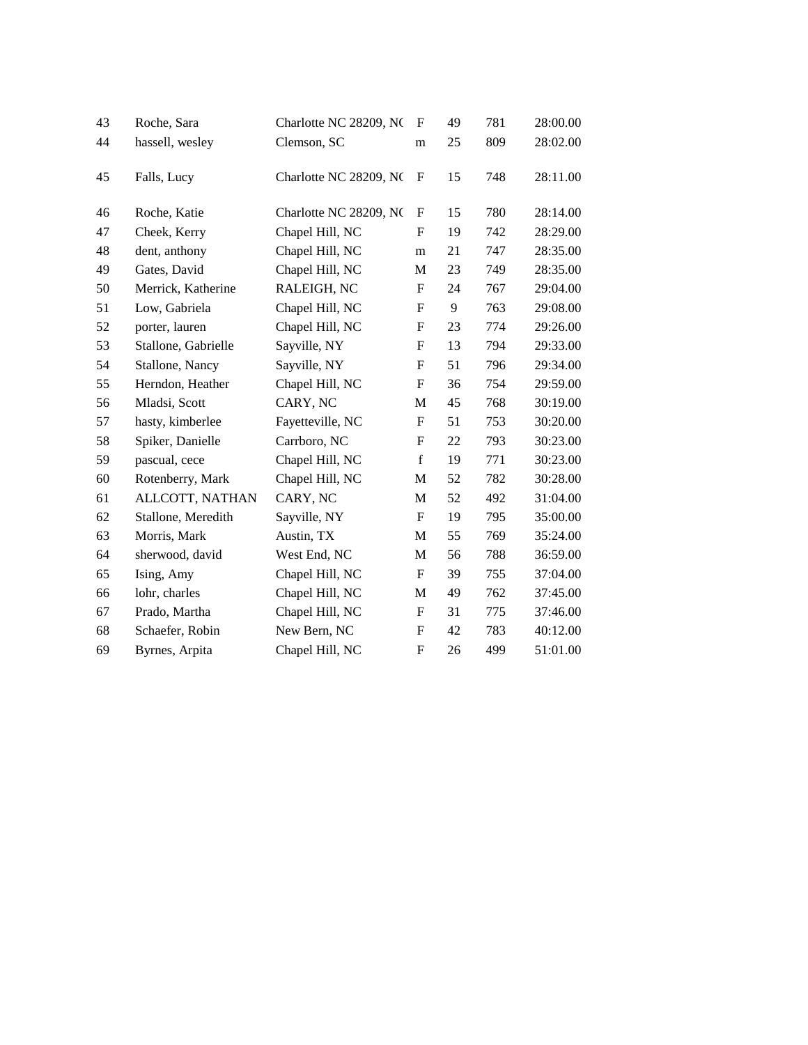| | | | | | | |
|---|---|---|---|---|---|---|
| 43 | Roche, Sara | Charlotte NC 28209, NC | F | 49 | 781 | 28:00.00 |
| 44 | hassell, wesley | Clemson, SC | m | 25 | 809 | 28:02.00 |
| 45 | Falls, Lucy | Charlotte NC 28209, NC | F | 15 | 748 | 28:11.00 |
| 46 | Roche, Katie | Charlotte NC 28209, NC | F | 15 | 780 | 28:14.00 |
| 47 | Cheek, Kerry | Chapel Hill, NC | F | 19 | 742 | 28:29.00 |
| 48 | dent, anthony | Chapel Hill, NC | m | 21 | 747 | 28:35.00 |
| 49 | Gates, David | Chapel Hill, NC | M | 23 | 749 | 28:35.00 |
| 50 | Merrick, Katherine | RALEIGH, NC | F | 24 | 767 | 29:04.00 |
| 51 | Low, Gabriela | Chapel Hill, NC | F | 9 | 763 | 29:08.00 |
| 52 | porter, lauren | Chapel Hill, NC | F | 23 | 774 | 29:26.00 |
| 53 | Stallone, Gabrielle | Sayville, NY | F | 13 | 794 | 29:33.00 |
| 54 | Stallone, Nancy | Sayville, NY | F | 51 | 796 | 29:34.00 |
| 55 | Herndon, Heather | Chapel Hill, NC | F | 36 | 754 | 29:59.00 |
| 56 | Mladsi, Scott | CARY, NC | M | 45 | 768 | 30:19.00 |
| 57 | hasty, kimberlee | Fayetteville, NC | F | 51 | 753 | 30:20.00 |
| 58 | Spiker, Danielle | Carrboro, NC | F | 22 | 793 | 30:23.00 |
| 59 | pascual, cece | Chapel Hill, NC | f | 19 | 771 | 30:23.00 |
| 60 | Rotenberry, Mark | Chapel Hill, NC | M | 52 | 782 | 30:28.00 |
| 61 | ALLCOTT, NATHAN | CARY, NC | M | 52 | 492 | 31:04.00 |
| 62 | Stallone, Meredith | Sayville, NY | F | 19 | 795 | 35:00.00 |
| 63 | Morris, Mark | Austin, TX | M | 55 | 769 | 35:24.00 |
| 64 | sherwood, david | West End, NC | M | 56 | 788 | 36:59.00 |
| 65 | Ising, Amy | Chapel Hill, NC | F | 39 | 755 | 37:04.00 |
| 66 | lohr, charles | Chapel Hill, NC | M | 49 | 762 | 37:45.00 |
| 67 | Prado, Martha | Chapel Hill, NC | F | 31 | 775 | 37:46.00 |
| 68 | Schaefer, Robin | New Bern, NC | F | 42 | 783 | 40:12.00 |
| 69 | Byrnes, Arpita | Chapel Hill, NC | F | 26 | 499 | 51:01.00 |